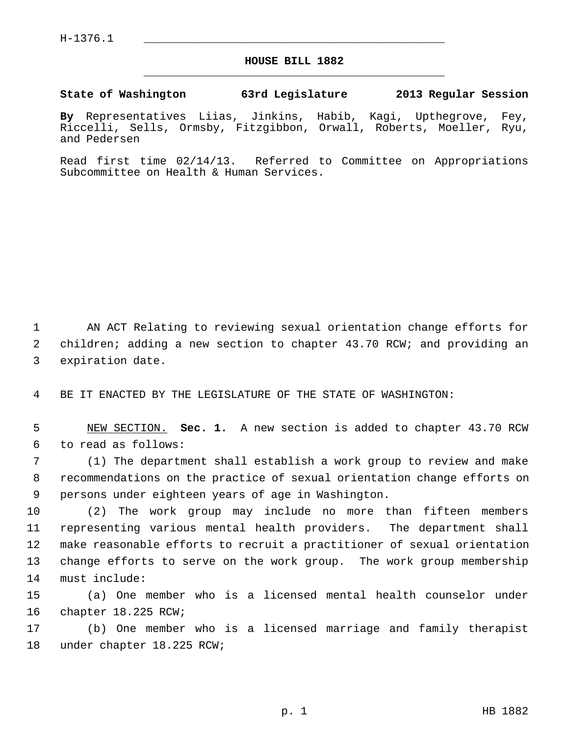H-1376.1

# HOUSE BILL 1882

**State of Washington 63rd Legislature 2013 Regular Session**

**By** Representatives Liias, Jinkins, Habib, Kagi, Upthegrove, Fey, Riccelli, Sells, Ormsby, Fitzgibbon, Orwall, Roberts, Moeller, Ryu, and Pedersen

Read first time 02/14/13. Referred to Committee on Appropriations Subcommittee on Health & Human Services.

AN ACT Relating to reviewing sexual orientation change efforts for children; adding a new section to chapter 43.70 RCW; and providing an expiration date.

BE IT ENACTED BY THE LEGISLATURE OF THE STATE OF WASHINGTON:

NEW SECTION. **Sec. 1.** A new section is added to chapter 43.70 RCW to read as follows:

(1) The department shall establish a work group to review and make recommendations on the practice of sexual orientation change efforts on persons under eighteen years of age in Washington.

(2) The work group may include no more than fifteen members representing various mental health providers. The department shall make reasonable efforts to recruit a practitioner of sexual orientation change efforts to serve on the work group. The work group membership must include:

(a) One member who is a licensed mental health counselor under chapter 18.225 RCW;

(b) One member who is a licensed marriage and family therapist under chapter 18.225 RCW;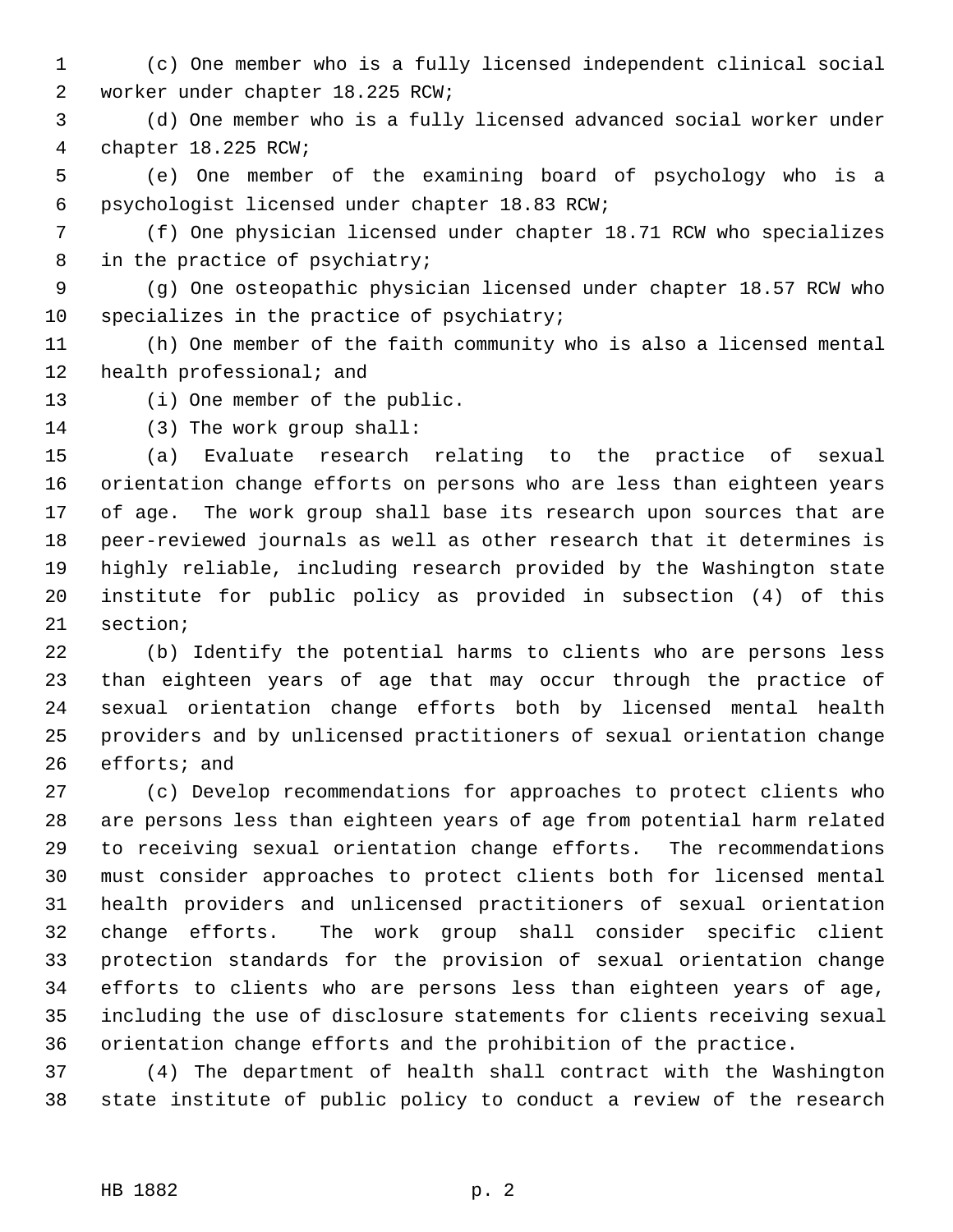(c) One member who is a fully licensed independent clinical social worker under chapter 18.225 RCW;

(d) One member who is a fully licensed advanced social worker under chapter 18.225 RCW;

(e) One member of the examining board of psychology who is a psychologist licensed under chapter 18.83 RCW;

(f) One physician licensed under chapter 18.71 RCW who specializes in the practice of psychiatry;

(g) One osteopathic physician licensed under chapter 18.57 RCW who specializes in the practice of psychiatry;

(h) One member of the faith community who is also a licensed mental health professional; and

(i) One member of the public.

(3) The work group shall:

(a) Evaluate research relating to the practice of sexual orientation change efforts on persons who are less than eighteen years of age. The work group shall base its research upon sources that are peer-reviewed journals as well as other research that it determines is highly reliable, including research provided by the Washington state institute for public policy as provided in subsection (4) of this section;

(b) Identify the potential harms to clients who are persons less than eighteen years of age that may occur through the practice of sexual orientation change efforts both by licensed mental health providers and by unlicensed practitioners of sexual orientation change efforts; and

(c) Develop recommendations for approaches to protect clients who are persons less than eighteen years of age from potential harm related to receiving sexual orientation change efforts. The recommendations must consider approaches to protect clients both for licensed mental health providers and unlicensed practitioners of sexual orientation change efforts. The work group shall consider specific client protection standards for the provision of sexual orientation change efforts to clients who are persons less than eighteen years of age, including the use of disclosure statements for clients receiving sexual orientation change efforts and the prohibition of the practice.

(4) The department of health shall contract with the Washington state institute of public policy to conduct a review of the research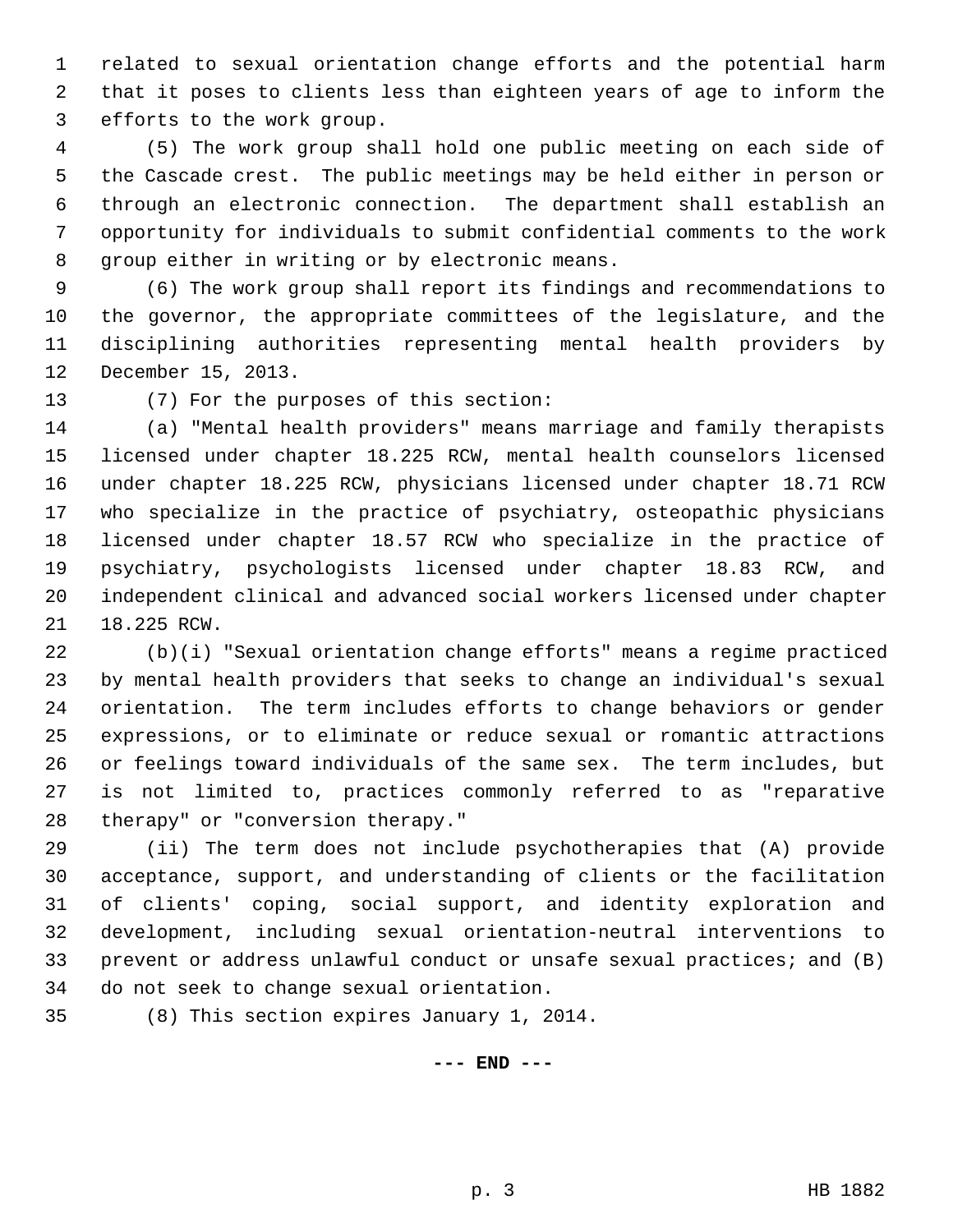related to sexual orientation change efforts and the potential harm that it poses to clients less than eighteen years of age to inform the efforts to the work group.

(5) The work group shall hold one public meeting on each side of the Cascade crest. The public meetings may be held either in person or through an electronic connection. The department shall establish an opportunity for individuals to submit confidential comments to the work group either in writing or by electronic means.

(6) The work group shall report its findings and recommendations to the governor, the appropriate committees of the legislature, and the disciplining authorities representing mental health providers by December 15, 2013.

(7) For the purposes of this section:

(a) "Mental health providers" means marriage and family therapists licensed under chapter 18.225 RCW, mental health counselors licensed under chapter 18.225 RCW, physicians licensed under chapter 18.71 RCW who specialize in the practice of psychiatry, osteopathic physicians licensed under chapter 18.57 RCW who specialize in the practice of psychiatry, psychologists licensed under chapter 18.83 RCW, and independent clinical and advanced social workers licensed under chapter 18.225 RCW.

(b)(i) "Sexual orientation change efforts" means a regime practiced by mental health providers that seeks to change an individual's sexual orientation. The term includes efforts to change behaviors or gender expressions, or to eliminate or reduce sexual or romantic attractions or feelings toward individuals of the same sex. The term includes, but is not limited to, practices commonly referred to as "reparative therapy" or "conversion therapy."

(ii) The term does not include psychotherapies that (A) provide acceptance, support, and understanding of clients or the facilitation of clients' coping, social support, and identity exploration and development, including sexual orientation-neutral interventions to prevent or address unlawful conduct or unsafe sexual practices; and (B) do not seek to change sexual orientation.

(8) This section expires January 1, 2014.

**--- END ---**